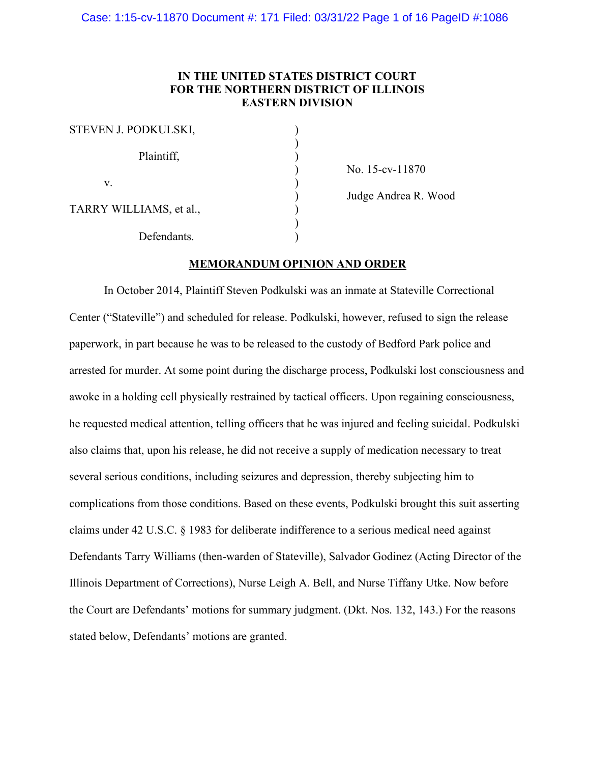**IN THE UNITED STATES DISTRICT COURT**
**FOR THE NORTHERN DISTRICT OF ILLINOIS**
**EASTERN DIVISION**

| | | |
|---|---|---|
| STEVEN J. PODKULSKI, | ) | |
| | ) | |
| Plaintiff, | ) | |
| | ) | No. 15-cv-11870 |
| v. | ) | |
| | ) | Judge Andrea R. Wood |
| TARRY WILLIAMS, et al., | ) | |
| | ) | |
| Defendants. | ) | |

**MEMORANDUM OPINION AND ORDER**

In October 2014, Plaintiff Steven Podkulski was an inmate at Stateville Correctional Center ("Stateville") and scheduled for release. Podkulski, however, refused to sign the release paperwork, in part because he was to be released to the custody of Bedford Park police and arrested for murder. At some point during the discharge process, Podkulski lost consciousness and awoke in a holding cell physically restrained by tactical officers. Upon regaining consciousness, he requested medical attention, telling officers that he was injured and feeling suicidal. Podkulski also claims that, upon his release, he did not receive a supply of medication necessary to treat several serious conditions, including seizures and depression, thereby subjecting him to complications from those conditions. Based on these events, Podkulski brought this suit asserting claims under 42 U.S.C. § 1983 for deliberate indifference to a serious medical need against Defendants Tarry Williams (then-warden of Stateville), Salvador Godinez (Acting Director of the Illinois Department of Corrections), Nurse Leigh A. Bell, and Nurse Tiffany Utke. Now before the Court are Defendants' motions for summary judgment. (Dkt. Nos. 132, 143.) For the reasons stated below, Defendants' motions are granted.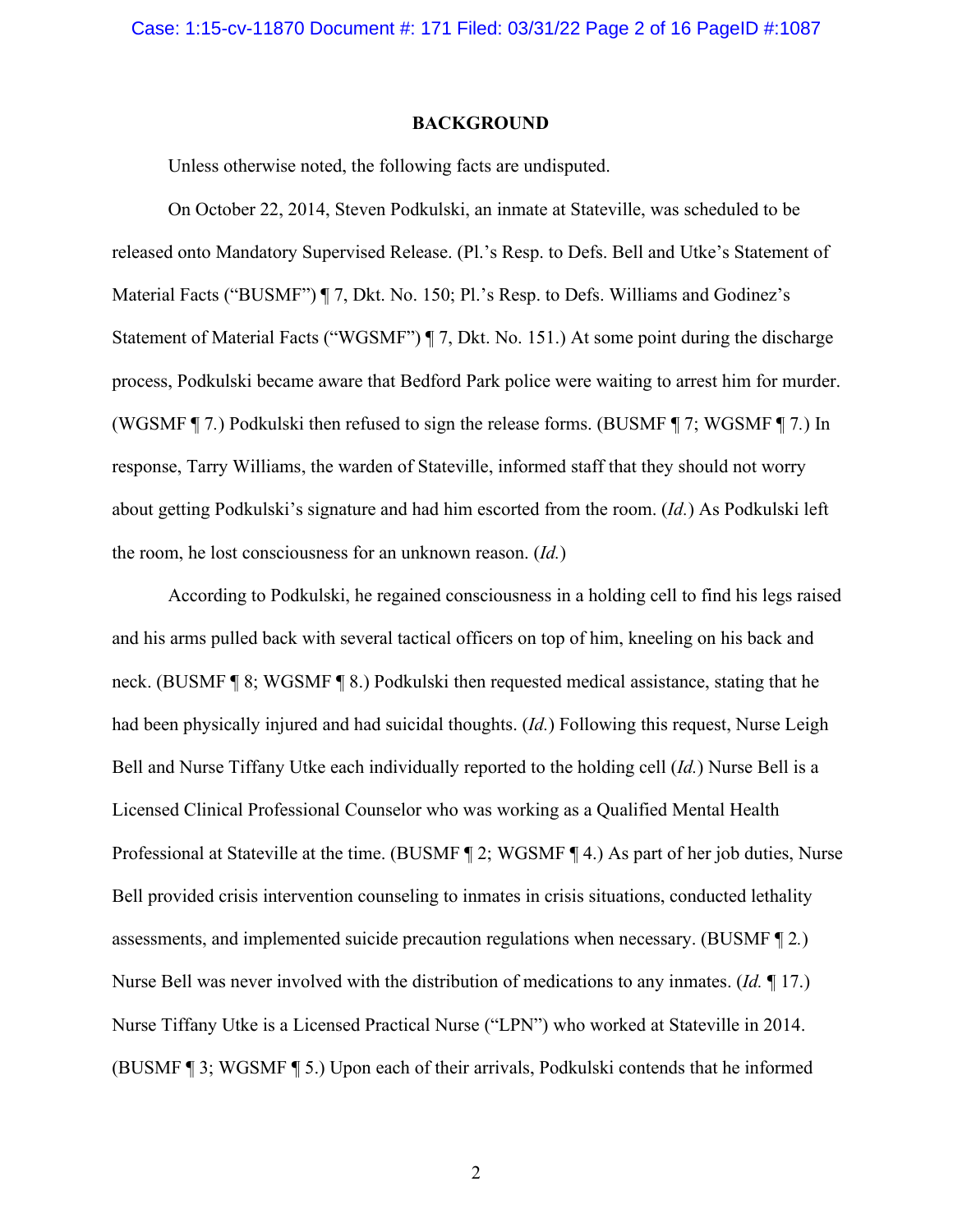## BACKGROUND

Unless otherwise noted, the following facts are undisputed.

On October 22, 2014, Steven Podkulski, an inmate at Stateville, was scheduled to be released onto Mandatory Supervised Release. (Pl.'s Resp. to Defs. Bell and Utke's Statement of Material Facts ("BUSMF") ¶ 7, Dkt. No. 150; Pl.'s Resp. to Defs. Williams and Godinez's Statement of Material Facts ("WGSMF") ¶ 7, Dkt. No. 151.) At some point during the discharge process, Podkulski became aware that Bedford Park police were waiting to arrest him for murder. (WGSMF ¶ 7.) Podkulski then refused to sign the release forms. (BUSMF ¶ 7; WGSMF ¶ 7.) In response, Tarry Williams, the warden of Stateville, informed staff that they should not worry about getting Podkulski's signature and had him escorted from the room. (*Id.*) As Podkulski left the room, he lost consciousness for an unknown reason. (*Id.*)

According to Podkulski, he regained consciousness in a holding cell to find his legs raised and his arms pulled back with several tactical officers on top of him, kneeling on his back and neck. (BUSMF ¶ 8; WGSMF ¶ 8.) Podkulski then requested medical assistance, stating that he had been physically injured and had suicidal thoughts. (*Id.*) Following this request, Nurse Leigh Bell and Nurse Tiffany Utke each individually reported to the holding cell (*Id.*) Nurse Bell is a Licensed Clinical Professional Counselor who was working as a Qualified Mental Health Professional at Stateville at the time. (BUSMF ¶ 2; WGSMF ¶ 4.) As part of her job duties, Nurse Bell provided crisis intervention counseling to inmates in crisis situations, conducted lethality assessments, and implemented suicide precaution regulations when necessary. (BUSMF ¶ 2.) Nurse Bell was never involved with the distribution of medications to any inmates. (*Id.* ¶ 17.) Nurse Tiffany Utke is a Licensed Practical Nurse ("LPN") who worked at Stateville in 2014. (BUSMF ¶ 3; WGSMF ¶ 5.) Upon each of their arrivals, Podkulski contends that he informed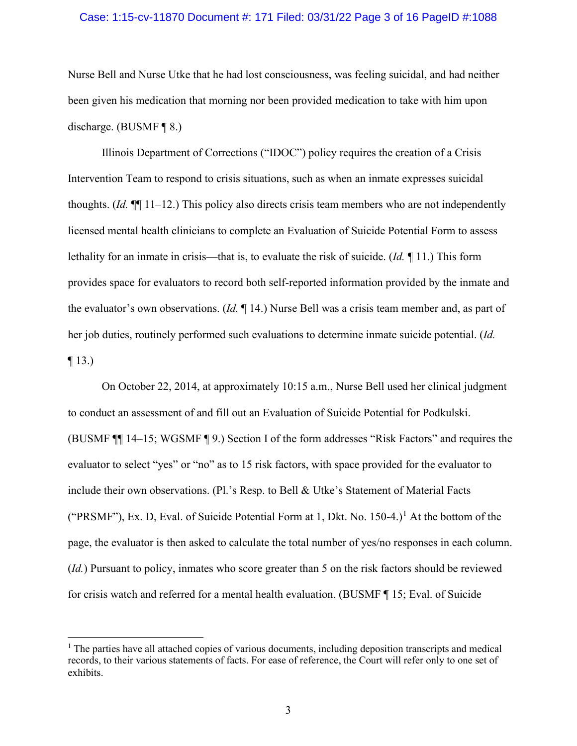Nurse Bell and Nurse Utke that he had lost consciousness, was feeling suicidal, and had neither been given his medication that morning nor been provided medication to take with him upon discharge. (BUSMF ¶ 8.)

Illinois Department of Corrections ("IDOC") policy requires the creation of a Crisis Intervention Team to respond to crisis situations, such as when an inmate expresses suicidal thoughts. (*Id.* ¶¶ 11–12.) This policy also directs crisis team members who are not independently licensed mental health clinicians to complete an Evaluation of Suicide Potential Form to assess lethality for an inmate in crisis—that is, to evaluate the risk of suicide. (*Id.* ¶ 11.) This form provides space for evaluators to record both self-reported information provided by the inmate and the evaluator's own observations. (*Id.* ¶ 14.) Nurse Bell was a crisis team member and, as part of her job duties, routinely performed such evaluations to determine inmate suicide potential. (*Id.* ¶ 13.)

On October 22, 2014, at approximately 10:15 a.m., Nurse Bell used her clinical judgment to conduct an assessment of and fill out an Evaluation of Suicide Potential for Podkulski. (BUSMF ¶¶ 14–15; WGSMF ¶ 9.) Section I of the form addresses "Risk Factors" and requires the evaluator to select "yes" or "no" as to 15 risk factors, with space provided for the evaluator to include their own observations. (Pl.'s Resp. to Bell & Utke's Statement of Material Facts ("PRSMF"), Ex. D, Eval. of Suicide Potential Form at 1, Dkt. No. 150-4.)[1] At the bottom of the page, the evaluator is then asked to calculate the total number of yes/no responses in each column. (*Id.*) Pursuant to policy, inmates who score greater than 5 on the risk factors should be reviewed for crisis watch and referred for a mental health evaluation. (BUSMF ¶ 15; Eval. of Suicide

---

[1] The parties have all attached copies of various documents, including deposition transcripts and medical records, to their various statements of facts. For ease of reference, the Court will refer only to one set of exhibits.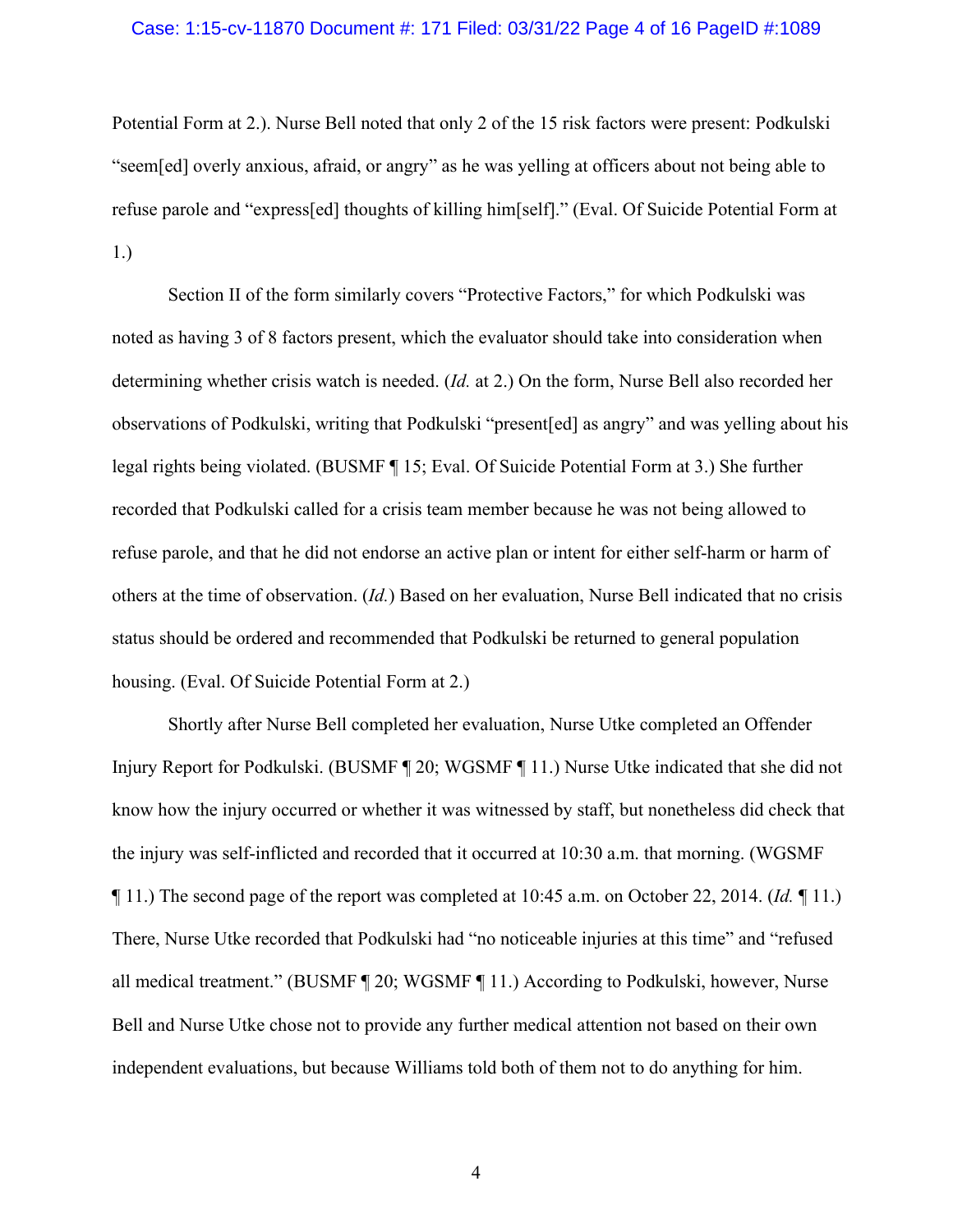Potential Form at 2.). Nurse Bell noted that only 2 of the 15 risk factors were present: Podkulski "seem[ed] overly anxious, afraid, or angry" as he was yelling at officers about not being able to refuse parole and "express[ed] thoughts of killing him[self]." (Eval. Of Suicide Potential Form at 1.)

Section II of the form similarly covers "Protective Factors," for which Podkulski was noted as having 3 of 8 factors present, which the evaluator should take into consideration when determining whether crisis watch is needed. (*Id.* at 2.) On the form, Nurse Bell also recorded her observations of Podkulski, writing that Podkulski "present[ed] as angry" and was yelling about his legal rights being violated. (BUSMF ¶ 15; Eval. Of Suicide Potential Form at 3.) She further recorded that Podkulski called for a crisis team member because he was not being allowed to refuse parole, and that he did not endorse an active plan or intent for either self-harm or harm of others at the time of observation. (*Id.*) Based on her evaluation, Nurse Bell indicated that no crisis status should be ordered and recommended that Podkulski be returned to general population housing. (Eval. Of Suicide Potential Form at 2.)

Shortly after Nurse Bell completed her evaluation, Nurse Utke completed an Offender Injury Report for Podkulski. (BUSMF ¶ 20; WGSMF ¶ 11.) Nurse Utke indicated that she did not know how the injury occurred or whether it was witnessed by staff, but nonetheless did check that the injury was self-inflicted and recorded that it occurred at 10:30 a.m. that morning. (WGSMF ¶ 11.) The second page of the report was completed at 10:45 a.m. on October 22, 2014. (*Id.* ¶ 11.) There, Nurse Utke recorded that Podkulski had "no noticeable injuries at this time" and "refused all medical treatment." (BUSMF ¶ 20; WGSMF ¶ 11.) According to Podkulski, however, Nurse Bell and Nurse Utke chose not to provide any further medical attention not based on their own independent evaluations, but because Williams told both of them not to do anything for him.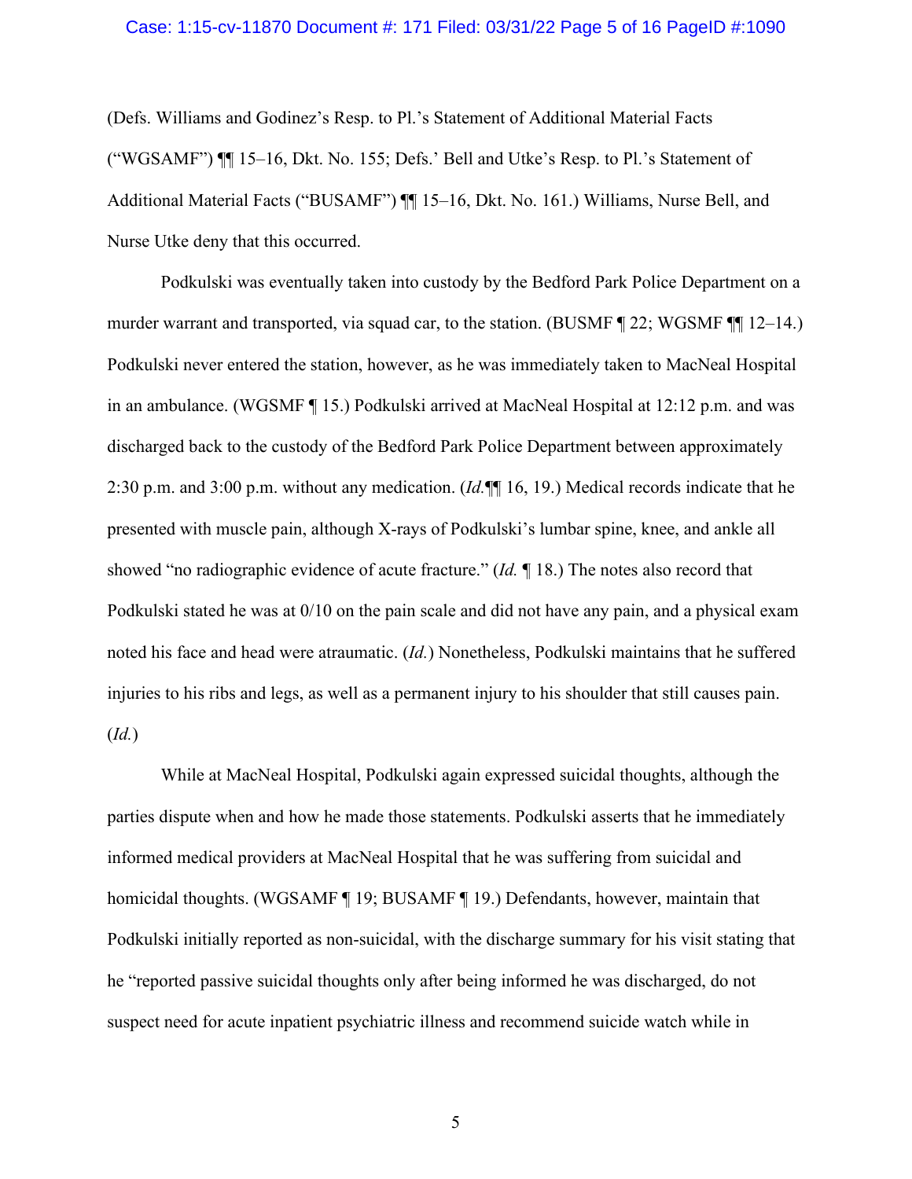(Defs. Williams and Godinez's Resp. to Pl.'s Statement of Additional Material Facts ("WGSAMF") ¶¶ 15–16, Dkt. No. 155; Defs.' Bell and Utke's Resp. to Pl.'s Statement of Additional Material Facts ("BUSAMF") ¶¶ 15–16, Dkt. No. 161.) Williams, Nurse Bell, and Nurse Utke deny that this occurred.

Podkulski was eventually taken into custody by the Bedford Park Police Department on a murder warrant and transported, via squad car, to the station. (BUSMF ¶ 22; WGSMF ¶¶ 12–14.) Podkulski never entered the station, however, as he was immediately taken to MacNeal Hospital in an ambulance. (WGSMF ¶ 15.) Podkulski arrived at MacNeal Hospital at 12:12 p.m. and was discharged back to the custody of the Bedford Park Police Department between approximately 2:30 p.m. and 3:00 p.m. without any medication. (*Id.*¶¶ 16, 19.) Medical records indicate that he presented with muscle pain, although X-rays of Podkulski's lumbar spine, knee, and ankle all showed "no radiographic evidence of acute fracture." (*Id.* ¶ 18.) The notes also record that Podkulski stated he was at 0/10 on the pain scale and did not have any pain, and a physical exam noted his face and head were atraumatic. (*Id.*) Nonetheless, Podkulski maintains that he suffered injuries to his ribs and legs, as well as a permanent injury to his shoulder that still causes pain. (*Id.*)

While at MacNeal Hospital, Podkulski again expressed suicidal thoughts, although the parties dispute when and how he made those statements. Podkulski asserts that he immediately informed medical providers at MacNeal Hospital that he was suffering from suicidal and homicidal thoughts. (WGSAMF ¶ 19; BUSAMF ¶ 19.) Defendants, however, maintain that Podkulski initially reported as non-suicidal, with the discharge summary for his visit stating that he "reported passive suicidal thoughts only after being informed he was discharged, do not suspect need for acute inpatient psychiatric illness and recommend suicide watch while in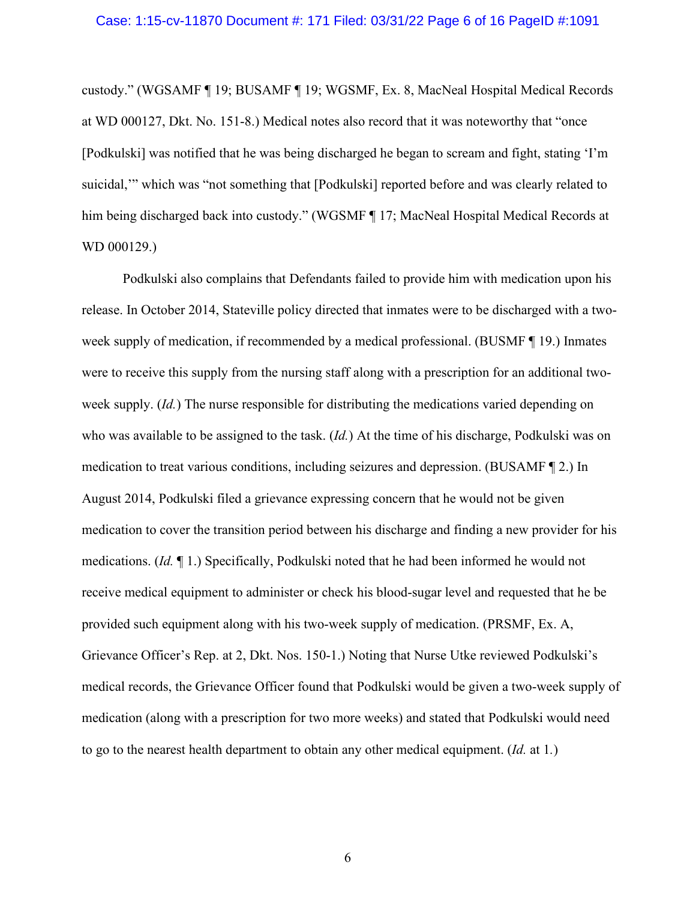custody." (WGSAMF ¶ 19; BUSAMF ¶ 19; WGSMF, Ex. 8, MacNeal Hospital Medical Records at WD 000127, Dkt. No. 151-8.) Medical notes also record that it was noteworthy that "once [Podkulski] was notified that he was being discharged he began to scream and fight, stating 'I'm suicidal,'" which was "not something that [Podkulski] reported before and was clearly related to him being discharged back into custody." (WGSMF ¶ 17; MacNeal Hospital Medical Records at WD 000129.)

Podkulski also complains that Defendants failed to provide him with medication upon his release. In October 2014, Stateville policy directed that inmates were to be discharged with a two-week supply of medication, if recommended by a medical professional. (BUSMF ¶ 19.) Inmates were to receive this supply from the nursing staff along with a prescription for an additional two-week supply. (*Id.*) The nurse responsible for distributing the medications varied depending on who was available to be assigned to the task. (*Id.*) At the time of his discharge, Podkulski was on medication to treat various conditions, including seizures and depression. (BUSAMF ¶ 2.) In August 2014, Podkulski filed a grievance expressing concern that he would not be given medication to cover the transition period between his discharge and finding a new provider for his medications. (*Id.* ¶ 1.) Specifically, Podkulski noted that he had been informed he would not receive medical equipment to administer or check his blood-sugar level and requested that he be provided such equipment along with his two-week supply of medication. (PRSMF, Ex. A, Grievance Officer's Rep. at 2, Dkt. Nos. 150-1.) Noting that Nurse Utke reviewed Podkulski's medical records, the Grievance Officer found that Podkulski would be given a two-week supply of medication (along with a prescription for two more weeks) and stated that Podkulski would need to go to the nearest health department to obtain any other medical equipment. (*Id.* at 1.)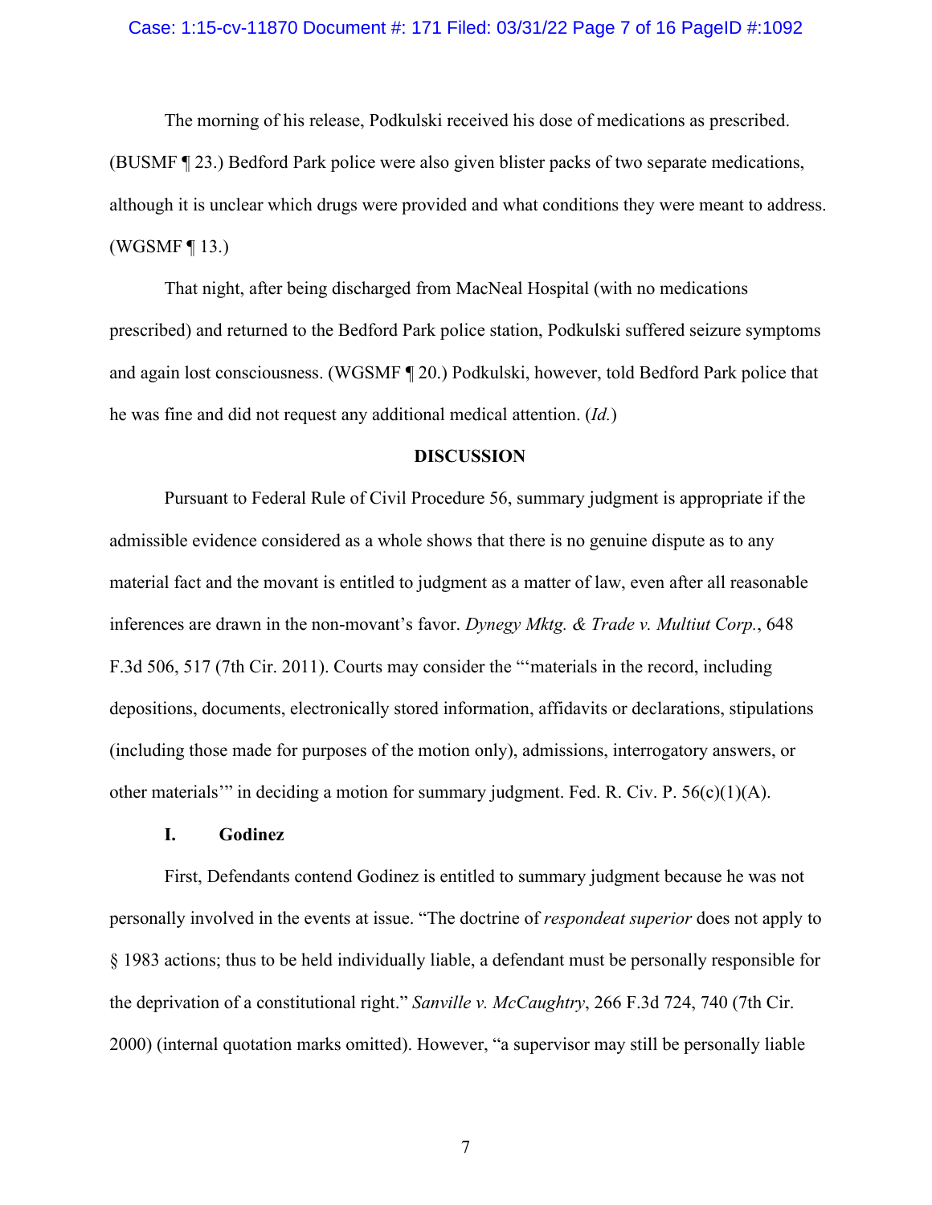The morning of his release, Podkulski received his dose of medications as prescribed. (BUSMF ¶ 23.) Bedford Park police were also given blister packs of two separate medications, although it is unclear which drugs were provided and what conditions they were meant to address. (WGSMF ¶ 13.)

That night, after being discharged from MacNeal Hospital (with no medications prescribed) and returned to the Bedford Park police station, Podkulski suffered seizure symptoms and again lost consciousness. (WGSMF ¶ 20.) Podkulski, however, told Bedford Park police that he was fine and did not request any additional medical attention. (*Id.*)

## DISCUSSION

Pursuant to Federal Rule of Civil Procedure 56, summary judgment is appropriate if the admissible evidence considered as a whole shows that there is no genuine dispute as to any material fact and the movant is entitled to judgment as a matter of law, even after all reasonable inferences are drawn in the non-movant's favor. *Dynegy Mktg. & Trade v. Multiut Corp.*, 648 F.3d 506, 517 (7th Cir. 2011). Courts may consider the "'materials in the record, including depositions, documents, electronically stored information, affidavits or declarations, stipulations (including those made for purposes of the motion only), admissions, interrogatory answers, or other materials'" in deciding a motion for summary judgment. Fed. R. Civ. P. 56(c)(1)(A).

### I. Godinez

First, Defendants contend Godinez is entitled to summary judgment because he was not personally involved in the events at issue. "The doctrine of *respondeat superior* does not apply to § 1983 actions; thus to be held individually liable, a defendant must be personally responsible for the deprivation of a constitutional right." *Sanville v. McCaughtry*, 266 F.3d 724, 740 (7th Cir. 2000) (internal quotation marks omitted). However, "a supervisor may still be personally liable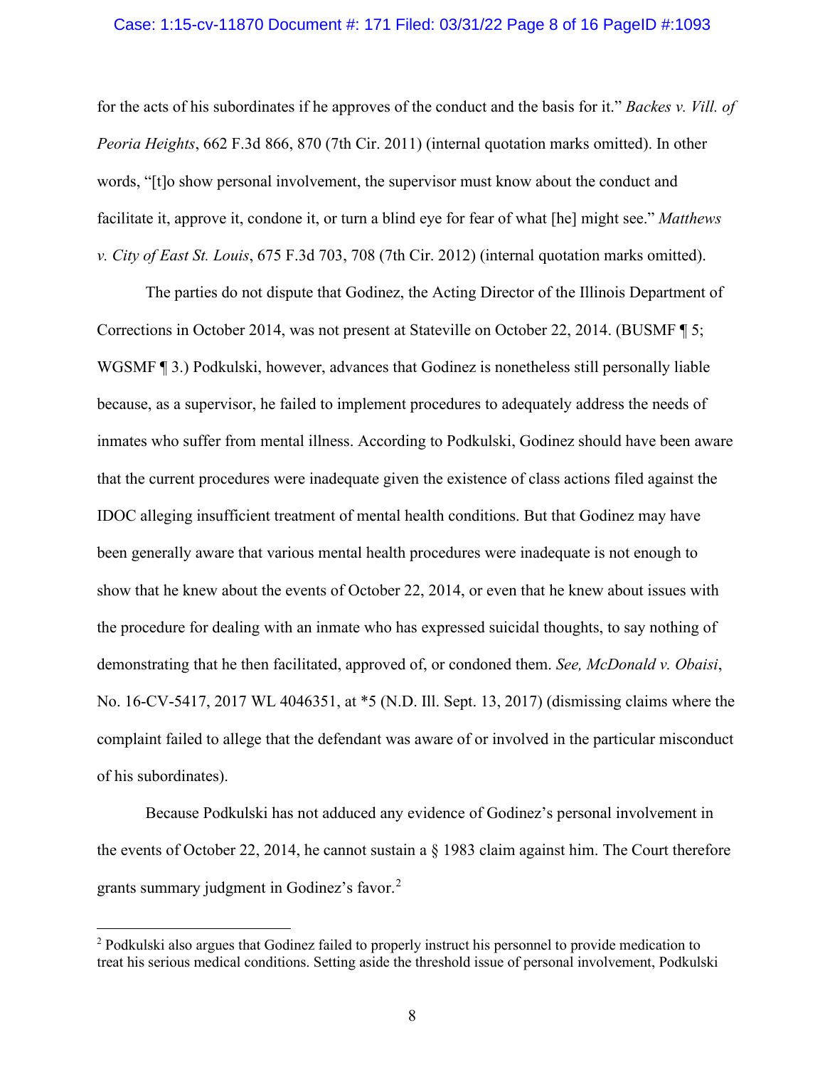for the acts of his subordinates if he approves of the conduct and the basis for it." *Backes v. Vill. of Peoria Heights*, 662 F.3d 866, 870 (7th Cir. 2011) (internal quotation marks omitted). In other words, "[t]o show personal involvement, the supervisor must know about the conduct and facilitate it, approve it, condone it, or turn a blind eye for fear of what [he] might see." *Matthews v. City of East St. Louis*, 675 F.3d 703, 708 (7th Cir. 2012) (internal quotation marks omitted).

The parties do not dispute that Godinez, the Acting Director of the Illinois Department of Corrections in October 2014, was not present at Stateville on October 22, 2014. (BUSMF ¶ 5; WGSMF ¶ 3.) Podkulski, however, advances that Godinez is nonetheless still personally liable because, as a supervisor, he failed to implement procedures to adequately address the needs of inmates who suffer from mental illness. According to Podkulski, Godinez should have been aware that the current procedures were inadequate given the existence of class actions filed against the IDOC alleging insufficient treatment of mental health conditions. But that Godinez may have been generally aware that various mental health procedures were inadequate is not enough to show that he knew about the events of October 22, 2014, or even that he knew about issues with the procedure for dealing with an inmate who has expressed suicidal thoughts, to say nothing of demonstrating that he then facilitated, approved of, or condoned them. *See, McDonald v. Obaisi*, No. 16-CV-5417, 2017 WL 4046351, at *5 (N.D. Ill. Sept. 13, 2017) (dismissing claims where the complaint failed to allege that the defendant was aware of or involved in the particular misconduct of his subordinates).

Because Podkulski has not adduced any evidence of Godinez's personal involvement in the events of October 22, 2014, he cannot sustain a § 1983 claim against him. The Court therefore grants summary judgment in Godinez's favor.[2]

---

[2] Podkulski also argues that Godinez failed to properly instruct his personnel to provide medication to treat his serious medical conditions. Setting aside the threshold issue of personal involvement, Podkulski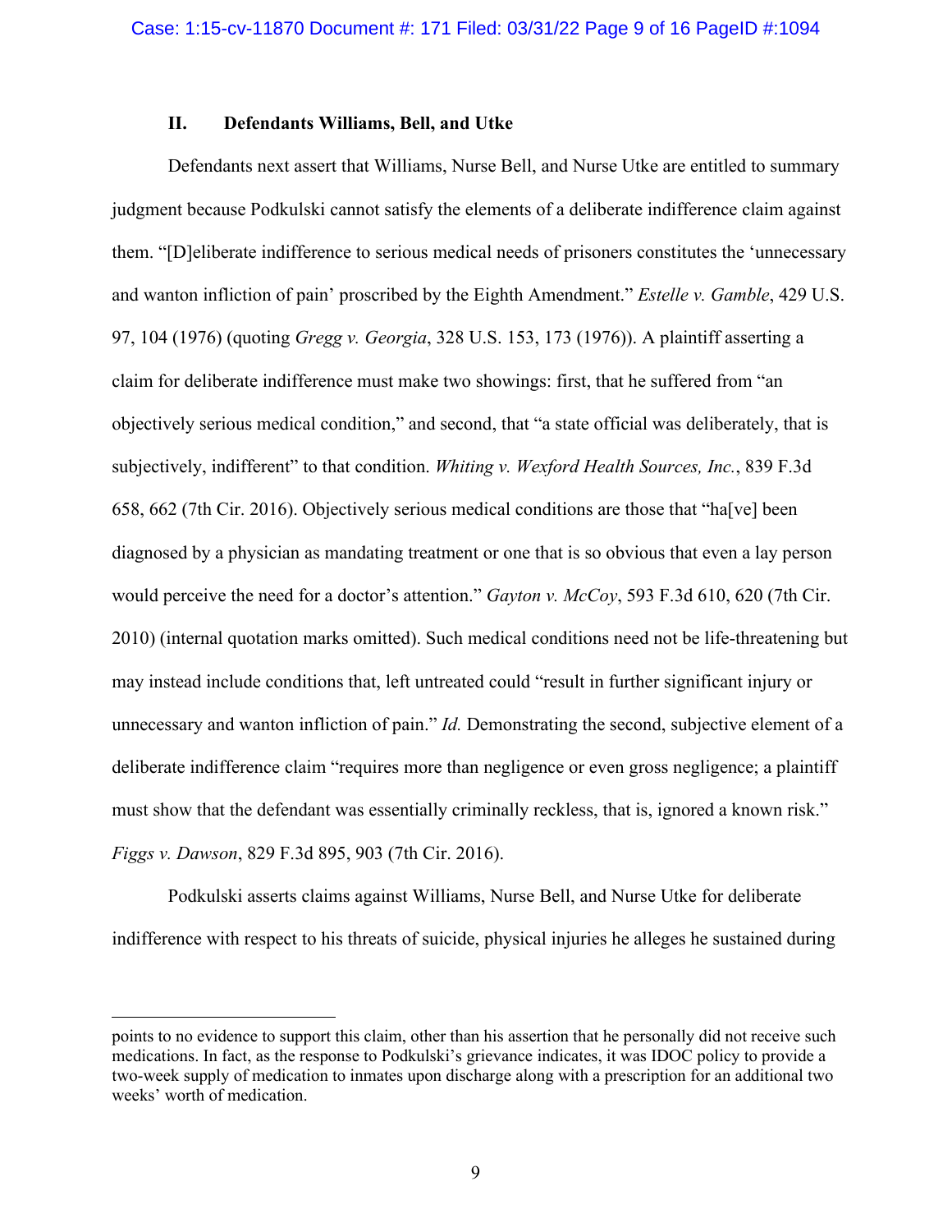## II. Defendants Williams, Bell, and Utke

Defendants next assert that Williams, Nurse Bell, and Nurse Utke are entitled to summary judgment because Podkulski cannot satisfy the elements of a deliberate indifference claim against them. "[D]eliberate indifference to serious medical needs of prisoners constitutes the 'unnecessary and wanton infliction of pain' proscribed by the Eighth Amendment." *Estelle v. Gamble*, 429 U.S. 97, 104 (1976) (quoting *Gregg v. Georgia*, 328 U.S. 153, 173 (1976)). A plaintiff asserting a claim for deliberate indifference must make two showings: first, that he suffered from "an objectively serious medical condition," and second, that "a state official was deliberately, that is subjectively, indifferent" to that condition. *Whiting v. Wexford Health Sources, Inc.*, 839 F.3d 658, 662 (7th Cir. 2016). Objectively serious medical conditions are those that "ha[ve] been diagnosed by a physician as mandating treatment or one that is so obvious that even a lay person would perceive the need for a doctor's attention." *Gayton v. McCoy*, 593 F.3d 610, 620 (7th Cir. 2010) (internal quotation marks omitted). Such medical conditions need not be life-threatening but may instead include conditions that, left untreated could "result in further significant injury or unnecessary and wanton infliction of pain." *Id.* Demonstrating the second, subjective element of a deliberate indifference claim "requires more than negligence or even gross negligence; a plaintiff must show that the defendant was essentially criminally reckless, that is, ignored a known risk." *Figgs v. Dawson*, 829 F.3d 895, 903 (7th Cir. 2016).

Podkulski asserts claims against Williams, Nurse Bell, and Nurse Utke for deliberate indifference with respect to his threats of suicide, physical injuries he alleges he sustained during

---

points to no evidence to support this claim, other than his assertion that he personally did not receive such medications. In fact, as the response to Podkulski's grievance indicates, it was IDOC policy to provide a two-week supply of medication to inmates upon discharge along with a prescription for an additional two weeks' worth of medication.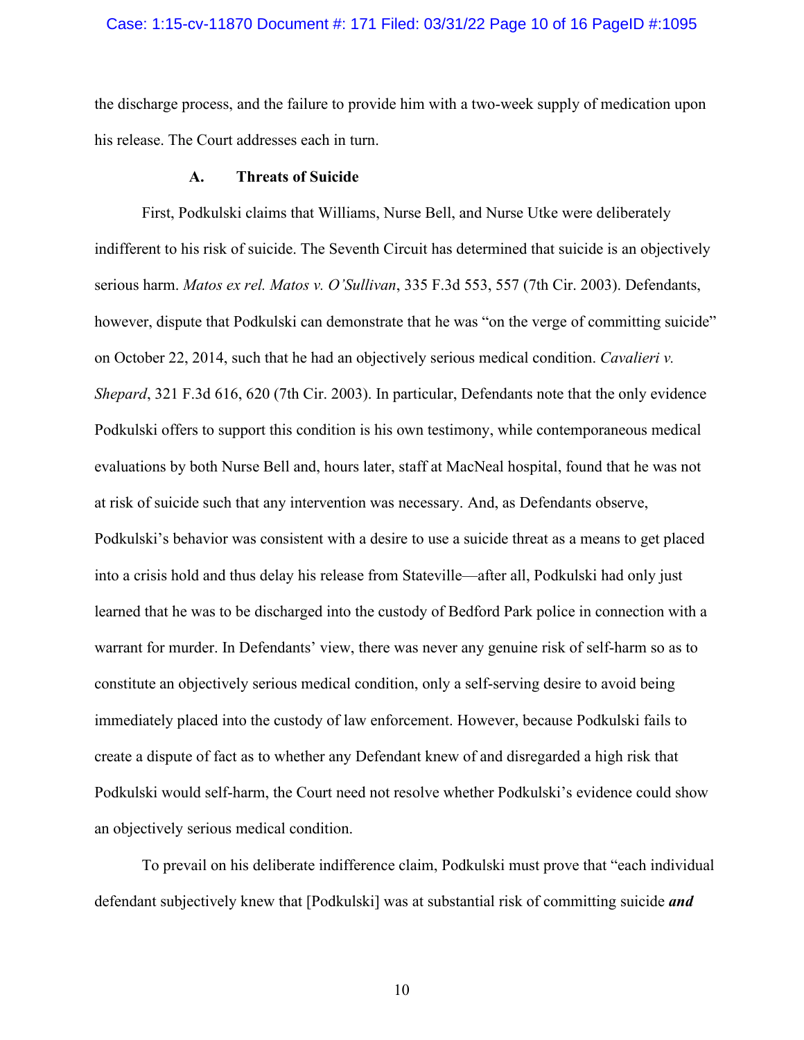the discharge process, and the failure to provide him with a two-week supply of medication upon his release. The Court addresses each in turn.

### A. Threats of Suicide

First, Podkulski claims that Williams, Nurse Bell, and Nurse Utke were deliberately indifferent to his risk of suicide. The Seventh Circuit has determined that suicide is an objectively serious harm. *Matos ex rel. Matos v. O'Sullivan*, 335 F.3d 553, 557 (7th Cir. 2003). Defendants, however, dispute that Podkulski can demonstrate that he was "on the verge of committing suicide" on October 22, 2014, such that he had an objectively serious medical condition. *Cavalieri v. Shepard*, 321 F.3d 616, 620 (7th Cir. 2003). In particular, Defendants note that the only evidence Podkulski offers to support this condition is his own testimony, while contemporaneous medical evaluations by both Nurse Bell and, hours later, staff at MacNeal hospital, found that he was not at risk of suicide such that any intervention was necessary. And, as Defendants observe, Podkulski's behavior was consistent with a desire to use a suicide threat as a means to get placed into a crisis hold and thus delay his release from Stateville—after all, Podkulski had only just learned that he was to be discharged into the custody of Bedford Park police in connection with a warrant for murder. In Defendants' view, there was never any genuine risk of self-harm so as to constitute an objectively serious medical condition, only a self-serving desire to avoid being immediately placed into the custody of law enforcement. However, because Podkulski fails to create a dispute of fact as to whether any Defendant knew of and disregarded a high risk that Podkulski would self-harm, the Court need not resolve whether Podkulski's evidence could show an objectively serious medical condition.

To prevail on his deliberate indifference claim, Podkulski must prove that "each individual defendant subjectively knew that [Podkulski] was at substantial risk of committing suicide ***and***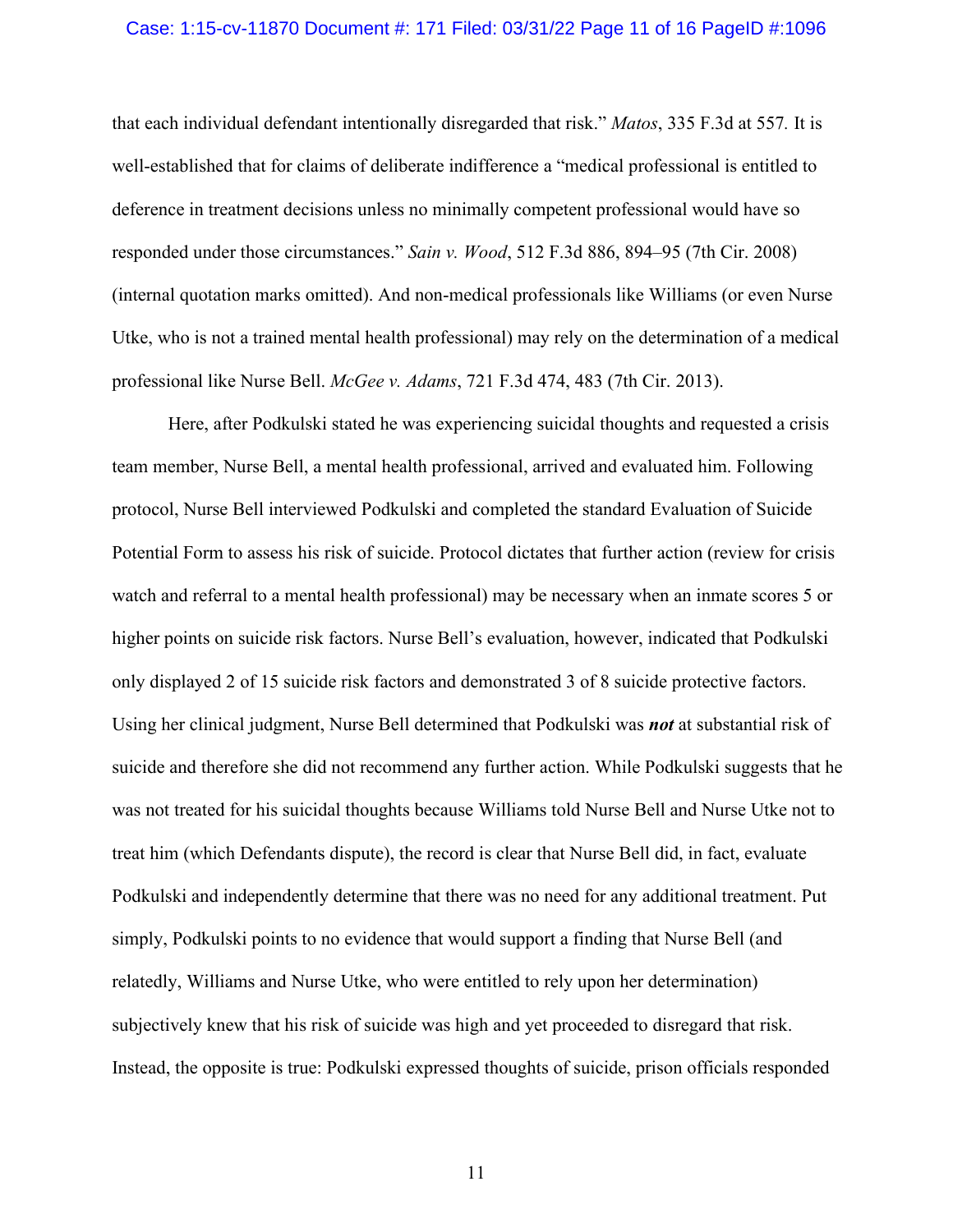that each individual defendant intentionally disregarded that risk." *Matos*, 335 F.3d at 557. It is well-established that for claims of deliberate indifference a "medical professional is entitled to deference in treatment decisions unless no minimally competent professional would have so responded under those circumstances." *Sain v. Wood*, 512 F.3d 886, 894–95 (7th Cir. 2008) (internal quotation marks omitted). And non-medical professionals like Williams (or even Nurse Utke, who is not a trained mental health professional) may rely on the determination of a medical professional like Nurse Bell. *McGee v. Adams*, 721 F.3d 474, 483 (7th Cir. 2013).

Here, after Podkulski stated he was experiencing suicidal thoughts and requested a crisis team member, Nurse Bell, a mental health professional, arrived and evaluated him. Following protocol, Nurse Bell interviewed Podkulski and completed the standard Evaluation of Suicide Potential Form to assess his risk of suicide. Protocol dictates that further action (review for crisis watch and referral to a mental health professional) may be necessary when an inmate scores 5 or higher points on suicide risk factors. Nurse Bell's evaluation, however, indicated that Podkulski only displayed 2 of 15 suicide risk factors and demonstrated 3 of 8 suicide protective factors. Using her clinical judgment, Nurse Bell determined that Podkulski was ***not*** at substantial risk of suicide and therefore she did not recommend any further action. While Podkulski suggests that he was not treated for his suicidal thoughts because Williams told Nurse Bell and Nurse Utke not to treat him (which Defendants dispute), the record is clear that Nurse Bell did, in fact, evaluate Podkulski and independently determine that there was no need for any additional treatment. Put simply, Podkulski points to no evidence that would support a finding that Nurse Bell (and relatedly, Williams and Nurse Utke, who were entitled to rely upon her determination) subjectively knew that his risk of suicide was high and yet proceeded to disregard that risk. Instead, the opposite is true: Podkulski expressed thoughts of suicide, prison officials responded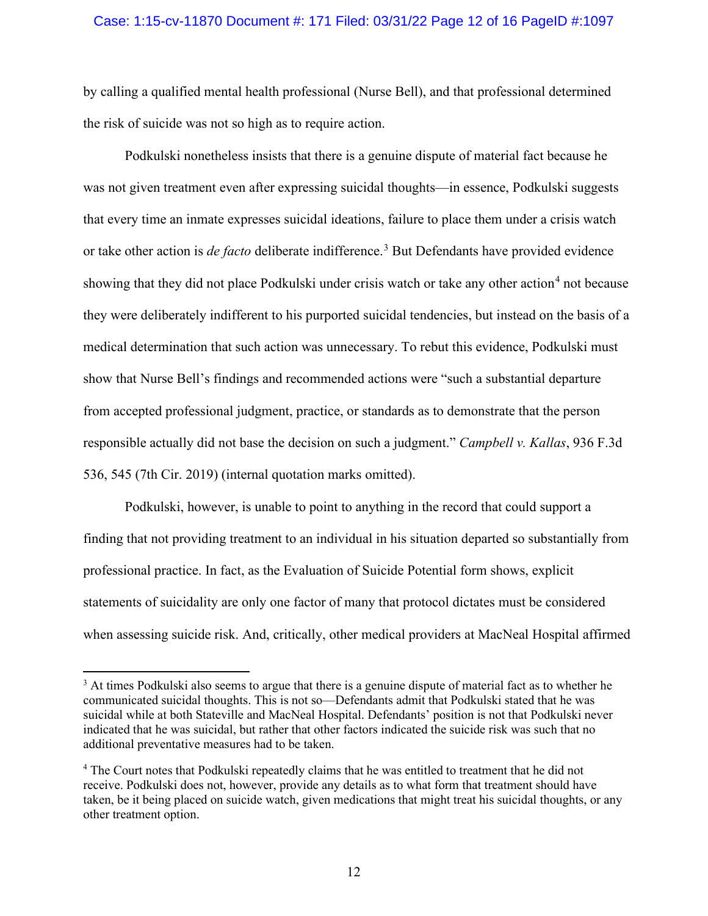by calling a qualified mental health professional (Nurse Bell), and that professional determined the risk of suicide was not so high as to require action.

Podkulski nonetheless insists that there is a genuine dispute of material fact because he was not given treatment even after expressing suicidal thoughts—in essence, Podkulski suggests that every time an inmate expresses suicidal ideations, failure to place them under a crisis watch or take other action is *de facto* deliberate indifference.[3] But Defendants have provided evidence showing that they did not place Podkulski under crisis watch or take any other action[4] not because they were deliberately indifferent to his purported suicidal tendencies, but instead on the basis of a medical determination that such action was unnecessary. To rebut this evidence, Podkulski must show that Nurse Bell's findings and recommended actions were "such a substantial departure from accepted professional judgment, practice, or standards as to demonstrate that the person responsible actually did not base the decision on such a judgment." *Campbell v. Kallas*, 936 F.3d 536, 545 (7th Cir. 2019) (internal quotation marks omitted).

Podkulski, however, is unable to point to anything in the record that could support a finding that not providing treatment to an individual in his situation departed so substantially from professional practice. In fact, as the Evaluation of Suicide Potential form shows, explicit statements of suicidality are only one factor of many that protocol dictates must be considered when assessing suicide risk. And, critically, other medical providers at MacNeal Hospital affirmed

---

[3] At times Podkulski also seems to argue that there is a genuine dispute of material fact as to whether he communicated suicidal thoughts. This is not so—Defendants admit that Podkulski stated that he was suicidal while at both Stateville and MacNeal Hospital. Defendants' position is not that Podkulski never indicated that he was suicidal, but rather that other factors indicated the suicide risk was such that no additional preventative measures had to be taken.

[4] The Court notes that Podkulski repeatedly claims that he was entitled to treatment that he did not receive. Podkulski does not, however, provide any details as to what form that treatment should have taken, be it being placed on suicide watch, given medications that might treat his suicidal thoughts, or any other treatment option.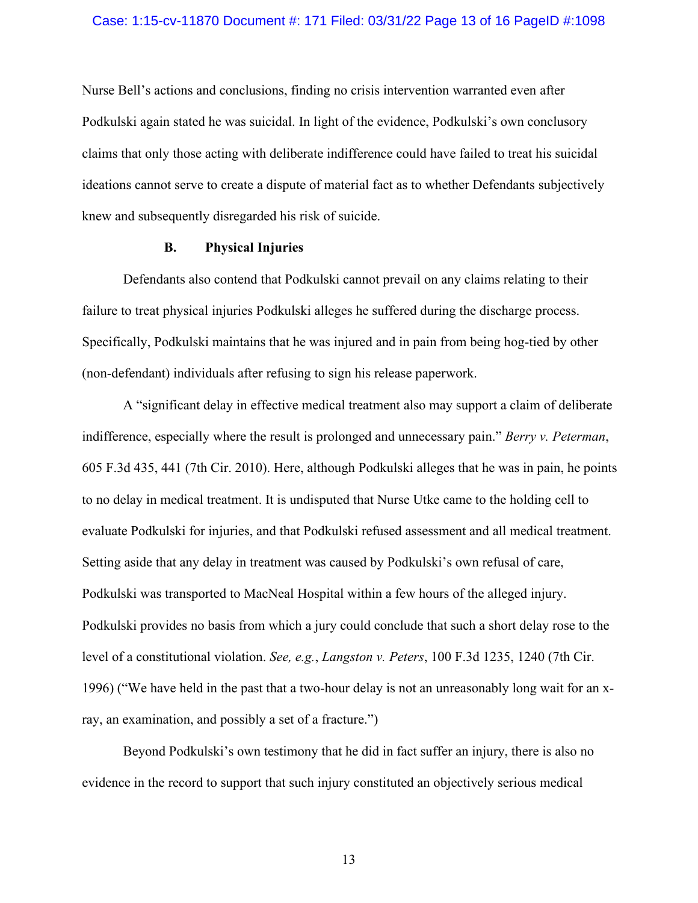Nurse Bell's actions and conclusions, finding no crisis intervention warranted even after Podkulski again stated he was suicidal. In light of the evidence, Podkulski's own conclusory claims that only those acting with deliberate indifference could have failed to treat his suicidal ideations cannot serve to create a dispute of material fact as to whether Defendants subjectively knew and subsequently disregarded his risk of suicide.

### B. Physical Injuries

Defendants also contend that Podkulski cannot prevail on any claims relating to their failure to treat physical injuries Podkulski alleges he suffered during the discharge process. Specifically, Podkulski maintains that he was injured and in pain from being hog-tied by other (non-defendant) individuals after refusing to sign his release paperwork.

A "significant delay in effective medical treatment also may support a claim of deliberate indifference, especially where the result is prolonged and unnecessary pain." *Berry v. Peterman*, 605 F.3d 435, 441 (7th Cir. 2010). Here, although Podkulski alleges that he was in pain, he points to no delay in medical treatment. It is undisputed that Nurse Utke came to the holding cell to evaluate Podkulski for injuries, and that Podkulski refused assessment and all medical treatment. Setting aside that any delay in treatment was caused by Podkulski's own refusal of care, Podkulski was transported to MacNeal Hospital within a few hours of the alleged injury. Podkulski provides no basis from which a jury could conclude that such a short delay rose to the level of a constitutional violation. *See, e.g.*, *Langston v. Peters*, 100 F.3d 1235, 1240 (7th Cir. 1996) ("We have held in the past that a two-hour delay is not an unreasonably long wait for an x-ray, an examination, and possibly a set of a fracture.")

Beyond Podkulski's own testimony that he did in fact suffer an injury, there is also no evidence in the record to support that such injury constituted an objectively serious medical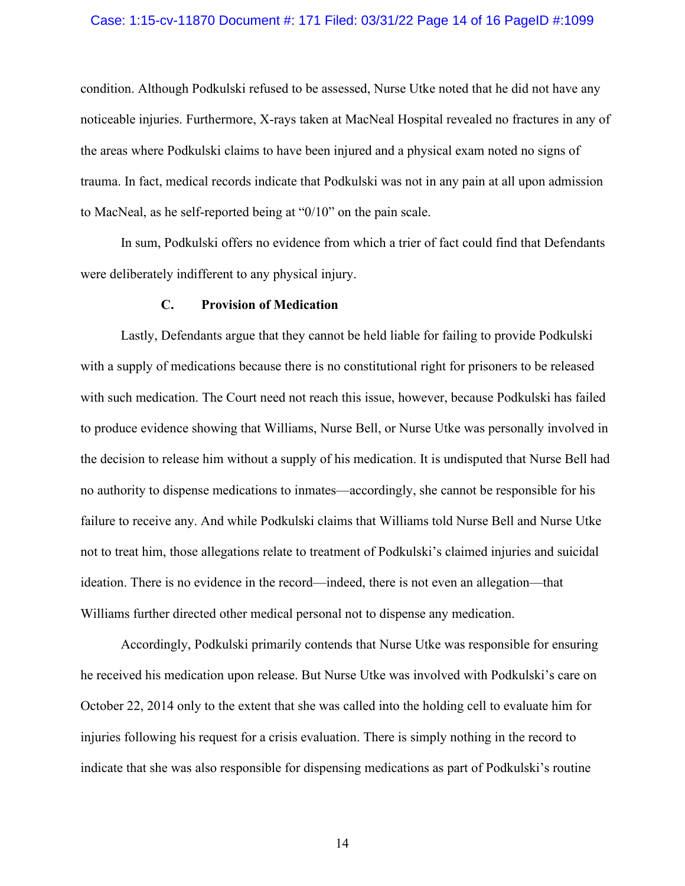condition. Although Podkulski refused to be assessed, Nurse Utke noted that he did not have any noticeable injuries. Furthermore, X-rays taken at MacNeal Hospital revealed no fractures in any of the areas where Podkulski claims to have been injured and a physical exam noted no signs of trauma. In fact, medical records indicate that Podkulski was not in any pain at all upon admission to MacNeal, as he self-reported being at "0/10" on the pain scale.

In sum, Podkulski offers no evidence from which a trier of fact could find that Defendants were deliberately indifferent to any physical injury.

### C. Provision of Medication

Lastly, Defendants argue that they cannot be held liable for failing to provide Podkulski with a supply of medications because there is no constitutional right for prisoners to be released with such medication. The Court need not reach this issue, however, because Podkulski has failed to produce evidence showing that Williams, Nurse Bell, or Nurse Utke was personally involved in the decision to release him without a supply of his medication. It is undisputed that Nurse Bell had no authority to dispense medications to inmates—accordingly, she cannot be responsible for his failure to receive any. And while Podkulski claims that Williams told Nurse Bell and Nurse Utke not to treat him, those allegations relate to treatment of Podkulski's claimed injuries and suicidal ideation. There is no evidence in the record—indeed, there is not even an allegation—that Williams further directed other medical personal not to dispense any medication.

Accordingly, Podkulski primarily contends that Nurse Utke was responsible for ensuring he received his medication upon release. But Nurse Utke was involved with Podkulski's care on October 22, 2014 only to the extent that she was called into the holding cell to evaluate him for injuries following his request for a crisis evaluation. There is simply nothing in the record to indicate that she was also responsible for dispensing medications as part of Podkulski's routine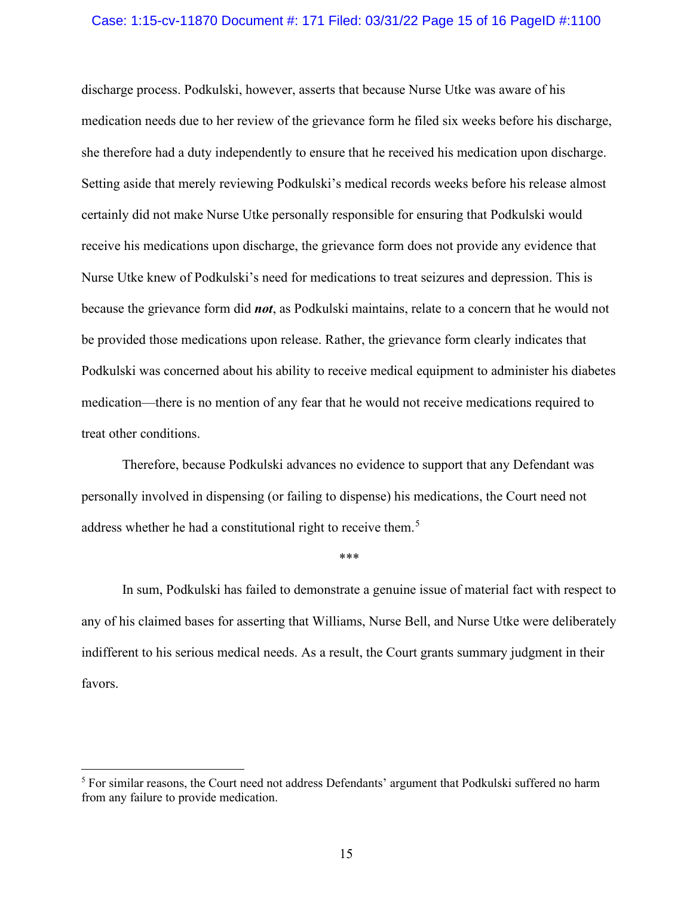discharge process. Podkulski, however, asserts that because Nurse Utke was aware of his medication needs due to her review of the grievance form he filed six weeks before his discharge, she therefore had a duty independently to ensure that he received his medication upon discharge. Setting aside that merely reviewing Podkulski's medical records weeks before his release almost certainly did not make Nurse Utke personally responsible for ensuring that Podkulski would receive his medications upon discharge, the grievance form does not provide any evidence that Nurse Utke knew of Podkulski's need for medications to treat seizures and depression. This is because the grievance form did ***not***, as Podkulski maintains, relate to a concern that he would not be provided those medications upon release. Rather, the grievance form clearly indicates that Podkulski was concerned about his ability to receive medical equipment to administer his diabetes medication—there is no mention of any fear that he would not receive medications required to treat other conditions.

Therefore, because Podkulski advances no evidence to support that any Defendant was personally involved in dispensing (or failing to dispense) his medications, the Court need not address whether he had a constitutional right to receive them.[5]

\*\*\*

In sum, Podkulski has failed to demonstrate a genuine issue of material fact with respect to any of his claimed bases for asserting that Williams, Nurse Bell, and Nurse Utke were deliberately indifferent to his serious medical needs. As a result, the Court grants summary judgment in their favors.

---

[5] For similar reasons, the Court need not address Defendants' argument that Podkulski suffered no harm from any failure to provide medication.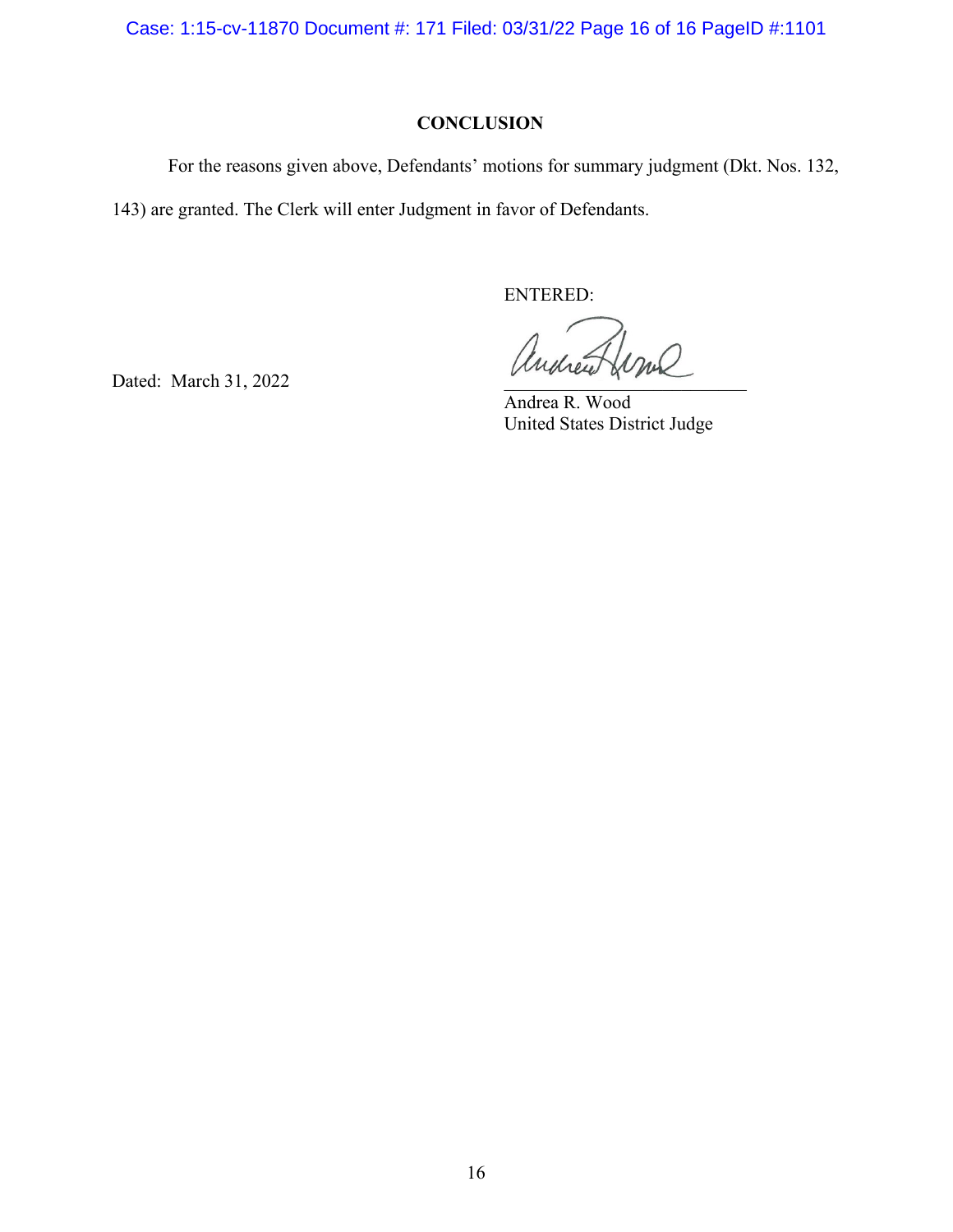## CONCLUSION

For the reasons given above, Defendants' motions for summary judgment (Dkt. Nos. 132, 143) are granted. The Clerk will enter Judgment in favor of Defendants.

ENTERED:

Dated: March 31, 2022

Andrea R. Wood
United States District Judge